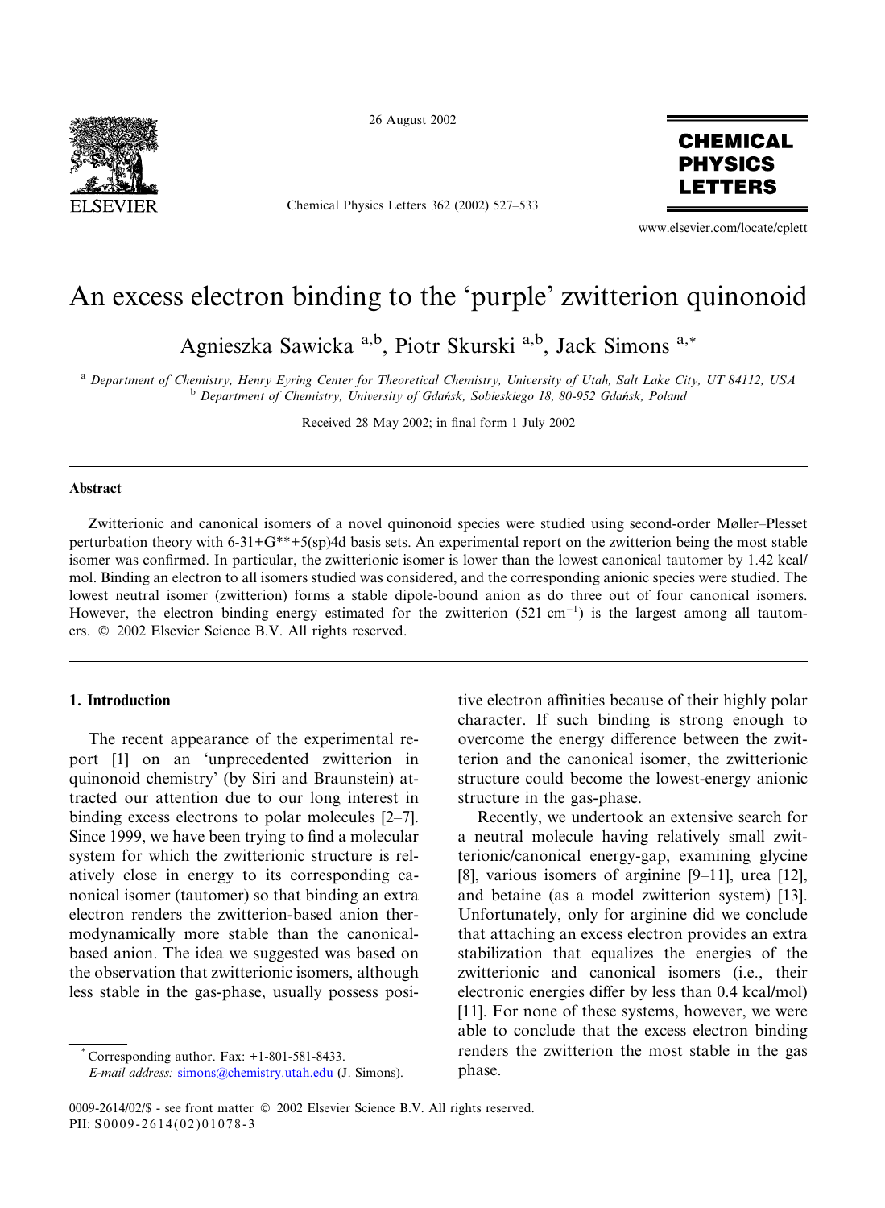# An excess electron binding to the 'purple' zwitterion quinonoid

Agnieszka Sawicka [a,b], Piotr Skurski [a,b], Jack Simons [a,*]

[a] Department of Chemistry, Henry Eyring Center for Theoretical Chemistry, University of Utah, Salt Lake City, UT 84112, USA
[b] Department of Chemistry, University of Gdańsk, Sobieskiego 18, 80-952 Gdańsk, Poland

Received 28 May 2002; in final form 1 July 2002

## Abstract

Zwitterionic and canonical isomers of a novel quinonoid species were studied using second-order Møller–Plesset perturbation theory with 6-31+G**+5(sp)4d basis sets. An experimental report on the zwitterion being the most stable isomer was confirmed. In particular, the zwitterionic isomer is lower than the lowest canonical tautomer by 1.42 kcal/mol. Binding an electron to all isomers studied was considered, and the corresponding anionic species were studied. The lowest neutral isomer (zwitterion) forms a stable dipole-bound anion as do three out of four canonical isomers. However, the electron binding energy estimated for the zwitterion (521 $cm^{-1}$) is the largest among all tautomers. © 2002 Elsevier Science B.V. All rights reserved.

## 1. Introduction

The recent appearance of the experimental report [1] on an 'unprecedented zwitterion in quinonoid chemistry' (by Siri and Braunstein) attracted our attention due to our long interest in binding excess electrons to polar molecules [2–7]. Since 1999, we have been trying to find a molecular system for which the zwitterionic structure is relatively close in energy to its corresponding canonical isomer (tautomer) so that binding an extra electron renders the zwitterion-based anion thermodynamically more stable than the canonical-based anion. The idea we suggested was based on the observation that zwitterionic isomers, although less stable in the gas-phase, usually possess positive electron affinities because of their highly polar character. If such binding is strong enough to overcome the energy difference between the zwitterion and the canonical isomer, the zwitterionic structure could become the lowest-energy anionic structure in the gas-phase.

Recently, we undertook an extensive search for a neutral molecule having relatively small zwitterionic/canonical energy-gap, examining glycine [8], various isomers of arginine [9–11], urea [12], and betaine (as a model zwitterion system) [13]. Unfortunately, only for arginine did we conclude that attaching an excess electron provides an extra stabilization that equalizes the energies of the zwitterionic and canonical isomers (i.e., their electronic energies differ by less than 0.4 kcal/mol) [11]. For none of these systems, however, we were able to conclude that the excess electron binding renders the zwitterion the most stable in the gas phase.

* Corresponding author. Fax: +1-801-581-8433.
E-mail address: simons@chemistry.utah.edu (J. Simons).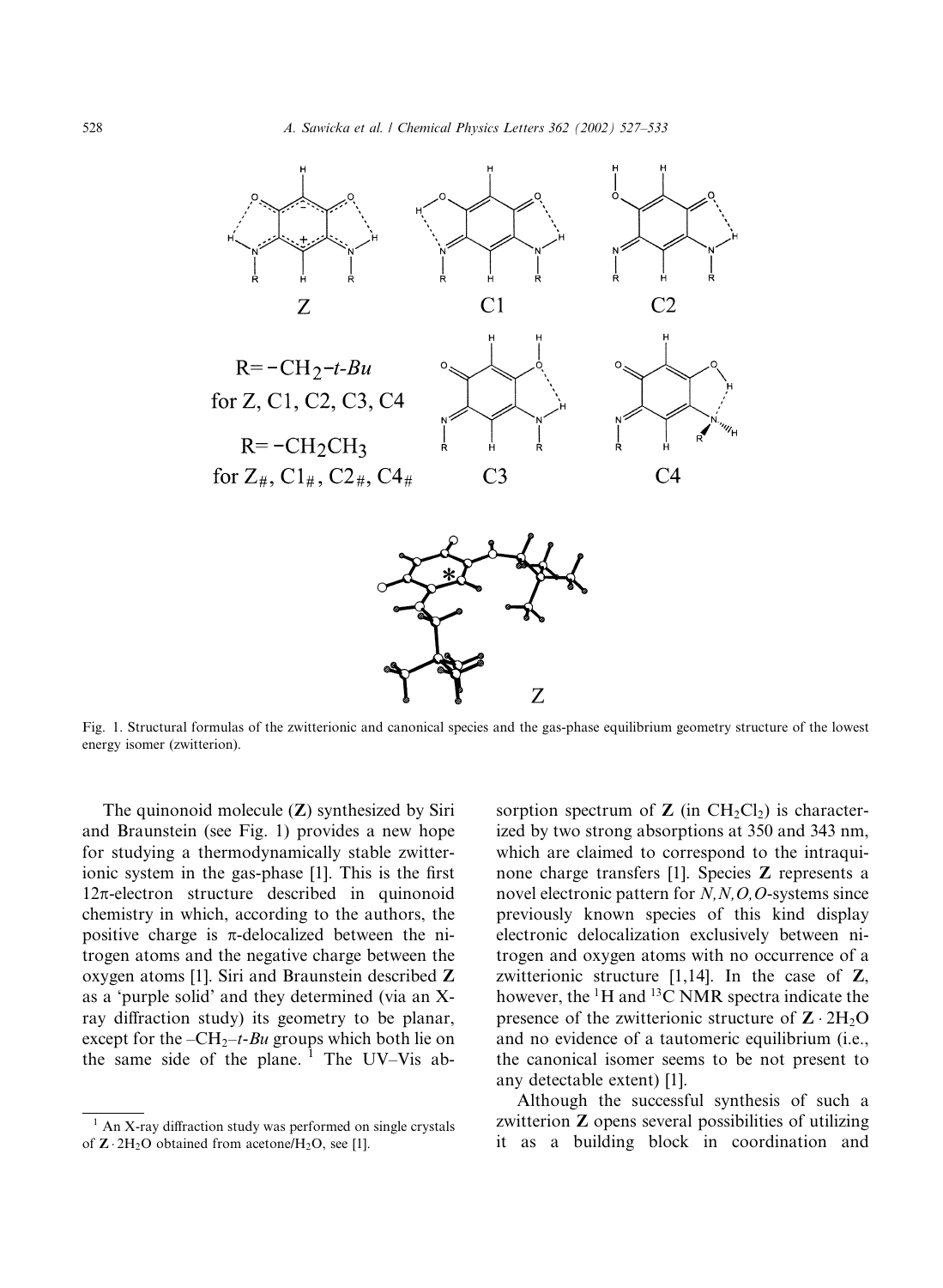Fig. 1. Structural formulas of the zwitterionic and canonical species and the gas-phase equilibrium geometry structure of the lowest energy isomer (zwitterion).

The quinonoid molecule (**Z**) synthesized by Siri and Braunstein (see Fig. 1) provides a new hope for studying a thermodynamically stable zwitterionic system in the gas-phase [1]. This is the first 12π-electron structure described in quinonoid chemistry in which, according to the authors, the positive charge is π-delocalized between the nitrogen atoms and the negative charge between the oxygen atoms [1]. Siri and Braunstein described **Z** as a 'purple solid' and they determined (via an X-ray diffraction study) its geometry to be planar, except for the $-CH_2-t\text{-}Bu$ groups which both lie on the same side of the plane. [1] The UV–Vis absorption spectrum of **Z** (in $CH_2Cl_2$) is characterized by two strong absorptions at 350 and 343 nm, which are claimed to correspond to the intraquinone charge transfers [1]. Species **Z** represents a novel electronic pattern for *N,N,O,O*-systems since previously known species of this kind display electronic delocalization exclusively between nitrogen and oxygen atoms with no occurrence of a zwitterionic structure [1,14]. In the case of **Z**, however, the $^1H$ and $^{13}C$ NMR spectra indicate the presence of the zwitterionic structure of $\mathbf{Z} \cdot 2H_2O$ and no evidence of a tautomeric equilibrium (i.e., the canonical isomer seems to be not present to any detectable extent) [1].

Although the successful synthesis of such a zwitterion **Z** opens several possibilities of utilizing it as a building block in coordination and

---

[1] An X-ray diffraction study was performed on single crystals of $\mathbf{Z} \cdot 2H_2O$ obtained from acetone/$H_2O$, see [1].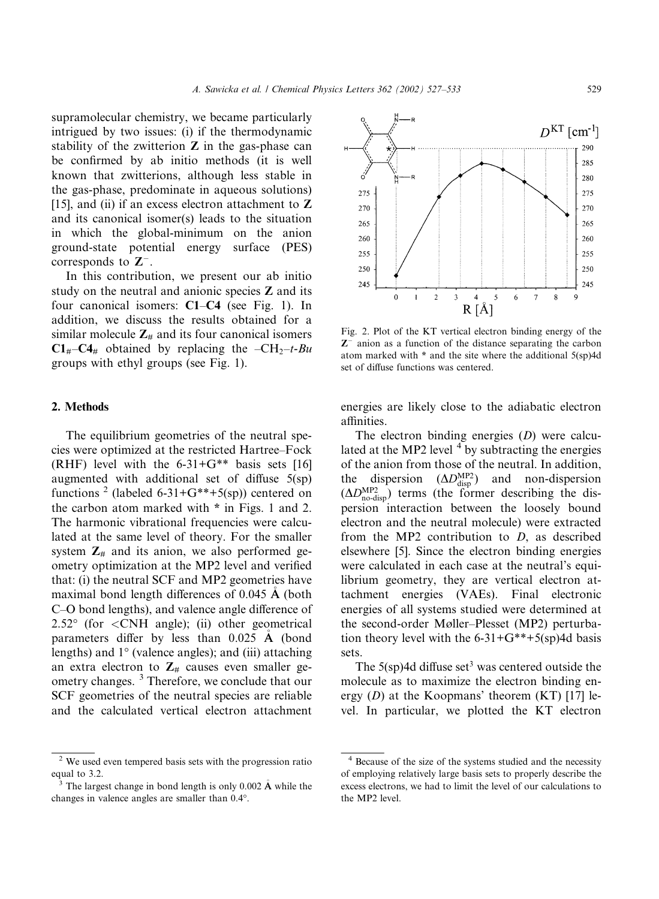supramolecular chemistry, we became particularly intrigued by two issues: (i) if the thermodynamic stability of the zwitterion **Z** in the gas-phase can be confirmed by ab initio methods (it is well known that zwitterions, although less stable in the gas-phase, predominate in aqueous solutions) [15], and (ii) if an excess electron attachment to **Z** and its canonical isomer(s) leads to the situation in which the global-minimum on the anion ground-state potential energy surface (PES) corresponds to $\mathbf{Z}^-$.

In this contribution, we present our ab initio study on the neutral and anionic species **Z** and its four canonical isomers: **C1**–**C4** (see Fig. 1). In addition, we discuss the results obtained for a similar molecule $\mathbf{Z}_{\#}$ and its four canonical isomers $\mathbf{C1}_{\#}$–$\mathbf{C4}_{\#}$ obtained by replacing the –CH$_2$–*t-Bu* groups with ethyl groups (see Fig. 1).

Fig. 2. Plot of the KT vertical electron binding energy of the $\mathbf{Z}^-$ anion as a function of the distance separating the carbon atom marked with * and the site where the additional 5(sp)4d set of diffuse functions was centered.

## 2. Methods

The equilibrium geometries of the neutral species were optimized at the restricted Hartree–Fock (RHF) level with the 6-31+G** basis sets [16] augmented with additional set of diffuse 5(sp) functions [2] (labeled 6-31+G**+5(sp)) centered on the carbon atom marked with * in Figs. 1 and 2. The harmonic vibrational frequencies were calculated at the same level of theory. For the smaller system $\mathbf{Z}_{\#}$ and its anion, we also performed geometry optimization at the MP2 level and verified that: (i) the neutral SCF and MP2 geometries have maximal bond length differences of 0.045 Å (both C–O bond lengths), and valence angle difference of 2.52° (for <CNH angle); (ii) other geometrical parameters differ by less than 0.025 Å (bond lengths) and 1° (valence angles); and (iii) attaching an extra electron to $\mathbf{Z}_{\#}$ causes even smaller geometry changes. [3] Therefore, we conclude that our SCF geometries of the neutral species are reliable and the calculated vertical electron attachment energies are likely close to the adiabatic electron affinities.

The electron binding energies (*D*) were calculated at the MP2 level [4] by subtracting the energies of the anion from those of the neutral. In addition, the dispersion ($\Delta D^{\rm MP2}_{\rm disp}$) and non-dispersion ($\Delta D^{\rm MP2}_{\rm no\text{-}disp}$) terms (the former describing the dispersion interaction between the loosely bound electron and the neutral molecule) were extracted from the MP2 contribution to *D*, as described elsewhere [5]. Since the electron binding energies were calculated in each case at the neutral's equilibrium geometry, they are vertical electron attachment energies (VAEs). Final electronic energies of all systems studied were determined at the second-order Møller–Plesset (MP2) perturbation theory level with the 6-31+G**+5(sp)4d basis sets.

The 5(sp)4d diffuse set[3] was centered outside the molecule as to maximize the electron binding energy (*D*) at the Koopmans' theorem (KT) [17] level. In particular, we plotted the KT electron

---

[2] We used even tempered basis sets with the progression ratio equal to 3.2.

[3] The largest change in bond length is only 0.002 Å while the changes in valence angles are smaller than 0.4°.

[4] Because of the size of the systems studied and the necessity of employing relatively large basis sets to properly describe the excess electrons, we had to limit the level of our calculations to the MP2 level.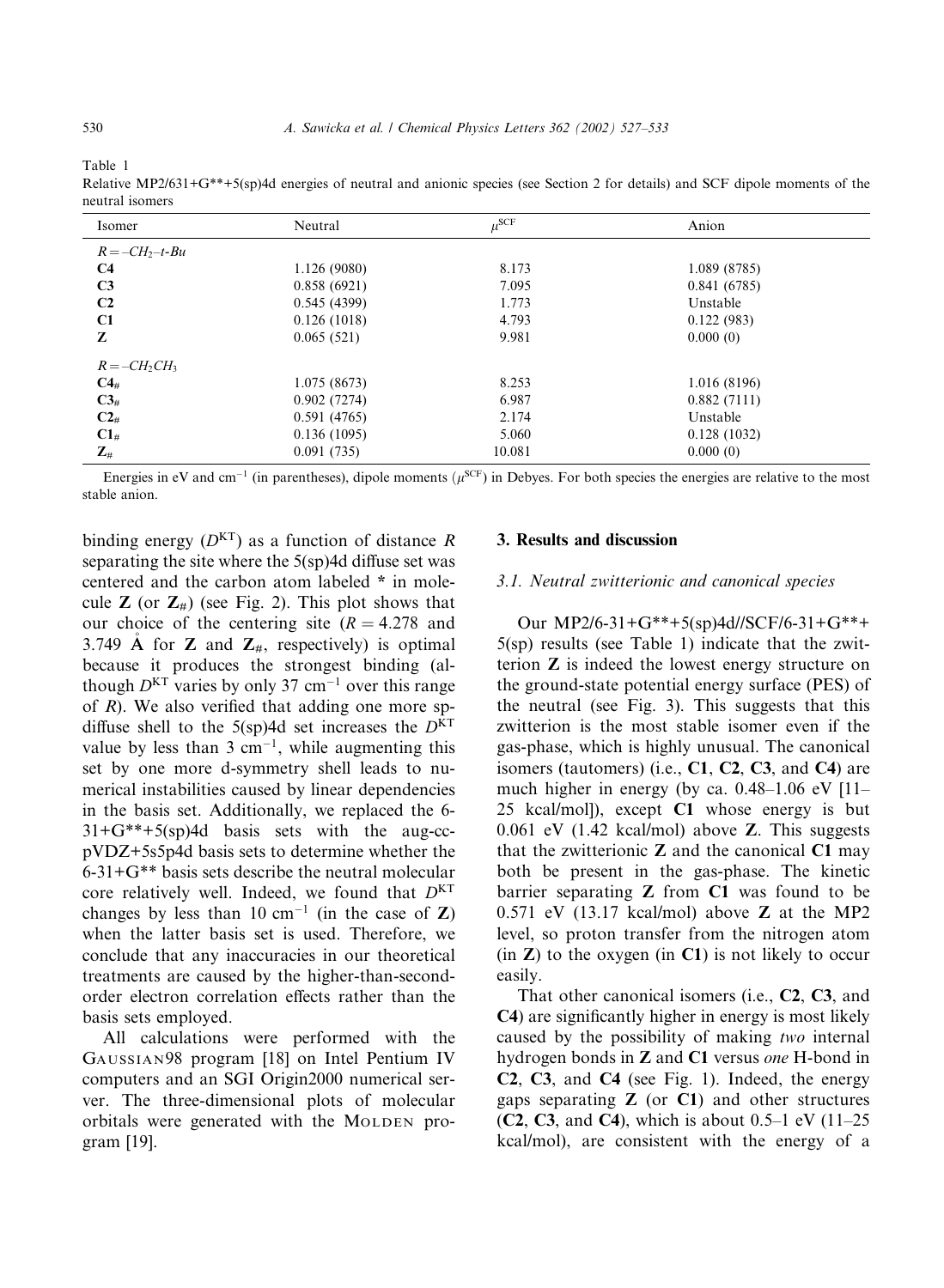Table 1
Relative MP2/631+G**+5(sp)4d energies of neutral and anionic species (see Section 2 for details) and SCF dipole moments of the neutral isomers

| Isomer | Neutral | $\mu^{SCF}$ | Anion |
|---|---|---|---|
| *R* = –$CH_2$–*t-Bu* | | | |
| **C4** | 1.126 (9080) | 8.173 | 1.089 (8785) |
| **C3** | 0.858 (6921) | 7.095 | 0.841 (6785) |
| **C2** | 0.545 (4399) | 1.773 | Unstable |
| **C1** | 0.126 (1018) | 4.793 | 0.122 (983) |
| **Z** | 0.065 (521) | 9.981 | 0.000 (0) |
| *R* = –$CH_2CH_3$ | | | |
| $\mathbf{C4}_{\#}$ | 1.075 (8673) | 8.253 | 1.016 (8196) |
| $\mathbf{C3}_{\#}$ | 0.902 (7274) | 6.987 | 0.882 (7111) |
| $\mathbf{C2}_{\#}$ | 0.591 (4765) | 2.174 | Unstable |
| $\mathbf{C1}_{\#}$ | 0.136 (1095) | 5.060 | 0.128 (1032) |
| $\mathbf{Z}_{\#}$ | 0.091 (735) | 10.081 | 0.000 (0) |

Energies in eV and $cm^{-1}$ (in parentheses), dipole moments ($\mu^{SCF}$) in Debyes. For both species the energies are relative to the most stable anion.

binding energy ($D^{KT}$) as a function of distance $R$ separating the site where the 5(sp)4d diffuse set was centered and the carbon atom labeled * in molecule **Z** (or $\mathbf{Z}_{\#}$) (see Fig. 2). This plot shows that our choice of the centering site ($R = 4.278$ and 3.749 Å for **Z** and $\mathbf{Z}_{\#}$, respectively) is optimal because it produces the strongest binding (although $D^{KT}$ varies by only 37 $cm^{-1}$ over this range of $R$). We also verified that adding one more sp-diffuse shell to the 5(sp)4d set increases the $D^{KT}$ value by less than 3 $cm^{-1}$, while augmenting this set by one more d-symmetry shell leads to numerical instabilities caused by linear dependencies in the basis set. Additionally, we replaced the 6-31+G**+5(sp)4d basis sets with the aug-cc-pVDZ+5s5p4d basis sets to determine whether the 6-31+G** basis sets describe the neutral molecular core relatively well. Indeed, we found that $D^{KT}$ changes by less than 10 $cm^{-1}$ (in the case of **Z**) when the latter basis set is used. Therefore, we conclude that any inaccuracies in our theoretical treatments are caused by the higher-than-second-order electron correlation effects rather than the basis sets employed.

All calculations were performed with the GAUSSIAN98 program [18] on Intel Pentium IV computers and an SGI Origin2000 numerical server. The three-dimensional plots of molecular orbitals were generated with the MOLDEN program [19].

## 3. Results and discussion

### 3.1. Neutral zwitterionic and canonical species

Our MP2/6-31+G**+5(sp)4d//SCF/6-31+G**+5(sp) results (see Table 1) indicate that the zwitterion **Z** is indeed the lowest energy structure on the ground-state potential energy surface (PES) of the neutral (see Fig. 3). This suggests that this zwitterion is the most stable isomer even if the gas-phase, which is highly unusual. The canonical isomers (tautomers) (i.e., **C1**, **C2**, **C3**, and **C4**) are much higher in energy (by ca. 0.48–1.06 eV [11–25 kcal/mol]), except **C1** whose energy is but 0.061 eV (1.42 kcal/mol) above **Z**. This suggests that the zwitterionic **Z** and the canonical **C1** may both be present in the gas-phase. The kinetic barrier separating **Z** from **C1** was found to be 0.571 eV (13.17 kcal/mol) above **Z** at the MP2 level, so proton transfer from the nitrogen atom (in **Z**) to the oxygen (in **C1**) is not likely to occur easily.

That other canonical isomers (i.e., **C2**, **C3**, and **C4**) are significantly higher in energy is most likely caused by the possibility of making *two* internal hydrogen bonds in **Z** and **C1** versus *one* H-bond in **C2**, **C3**, and **C4** (see Fig. 1). Indeed, the energy gaps separating **Z** (or **C1**) and other structures (**C2**, **C3**, and **C4**), which is about 0.5–1 eV (11–25 kcal/mol), are consistent with the energy of a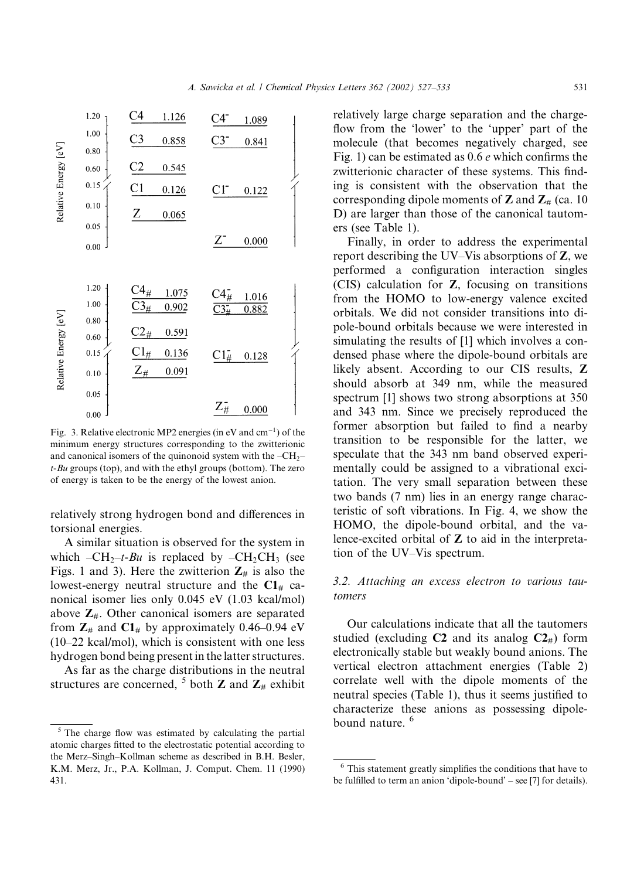Fig. 3. Relative electronic MP2 energies (in eV and cm$^{-1}$) of the minimum energy structures corresponding to the zwitterionic and canonical isomers of the quinonoid system with the –$CH_2$–*t-Bu* groups (top), and with the ethyl groups (bottom). The zero of energy is taken to be the energy of the lowest anion.

relatively strong hydrogen bond and differences in torsional energies.

A similar situation is observed for the system in which –$CH_2$–*t-Bu* is replaced by –$CH_2CH_3$ (see Figs. 1 and 3). Here the zwitterion $\mathbf{Z}_{\#}$ is also the lowest-energy neutral structure and the $\mathbf{C1}_{\#}$ canonical isomer lies only 0.045 eV (1.03 kcal/mol) above $\mathbf{Z}_{\#}$. Other canonical isomers are separated from $\mathbf{Z}_{\#}$ and $\mathbf{C1}_{\#}$ by approximately 0.46–0.94 eV (10–22 kcal/mol), which is consistent with one less hydrogen bond being present in the latter structures.

As far as the charge distributions in the neutral structures are concerned, [5] both **Z** and $\mathbf{Z}_{\#}$ exhibit relatively large charge separation and the charge-flow from the 'lower' to the 'upper' part of the molecule (that becomes negatively charged, see Fig. 1) can be estimated as 0.6 *e* which confirms the zwitterionic character of these systems. This finding is consistent with the observation that the corresponding dipole moments of **Z** and $\mathbf{Z}_{\#}$ (ca. 10 D) are larger than those of the canonical tautomers (see Table 1).

Finally, in order to address the experimental report describing the UV–Vis absorptions of **Z**, we performed a configuration interaction singles (CIS) calculation for **Z**, focusing on transitions from the HOMO to low-energy valence excited orbitals. We did not consider transitions into dipole-bound orbitals because we were interested in simulating the results of [1] which involves a condensed phase where the dipole-bound orbitals are likely absent. According to our CIS results, **Z** should absorb at 349 nm, while the measured spectrum [1] shows two strong absorptions at 350 and 343 nm. Since we precisely reproduced the former absorption but failed to find a nearby transition to be responsible for the latter, we speculate that the 343 nm band observed experimentally could be assigned to a vibrational excitation. The very small separation between these two bands (7 nm) lies in an energy range characteristic of soft vibrations. In Fig. 4, we show the HOMO, the dipole-bound orbital, and the valence-excited orbital of **Z** to aid in the interpretation of the UV–Vis spectrum.

### 3.2. Attaching an excess electron to various tautomers

Our calculations indicate that all the tautomers studied (excluding **C2** and its analog $\mathbf{C2}_{\#}$) form electronically stable but weakly bound anions. The vertical electron attachment energies (Table 2) correlate well with the dipole moments of the neutral species (Table 1), thus it seems justified to characterize these anions as possessing dipole-bound nature. [6]

---

[5] The charge flow was estimated by calculating the partial atomic charges fitted to the electrostatic potential according to the Merz–Singh–Kollman scheme as described in B.H. Besler, K.M. Merz, Jr., P.A. Kollman, J. Comput. Chem. 11 (1990) 431.

[6] This statement greatly simplifies the conditions that have to be fulfilled to term an anion 'dipole-bound' – see [7] for details).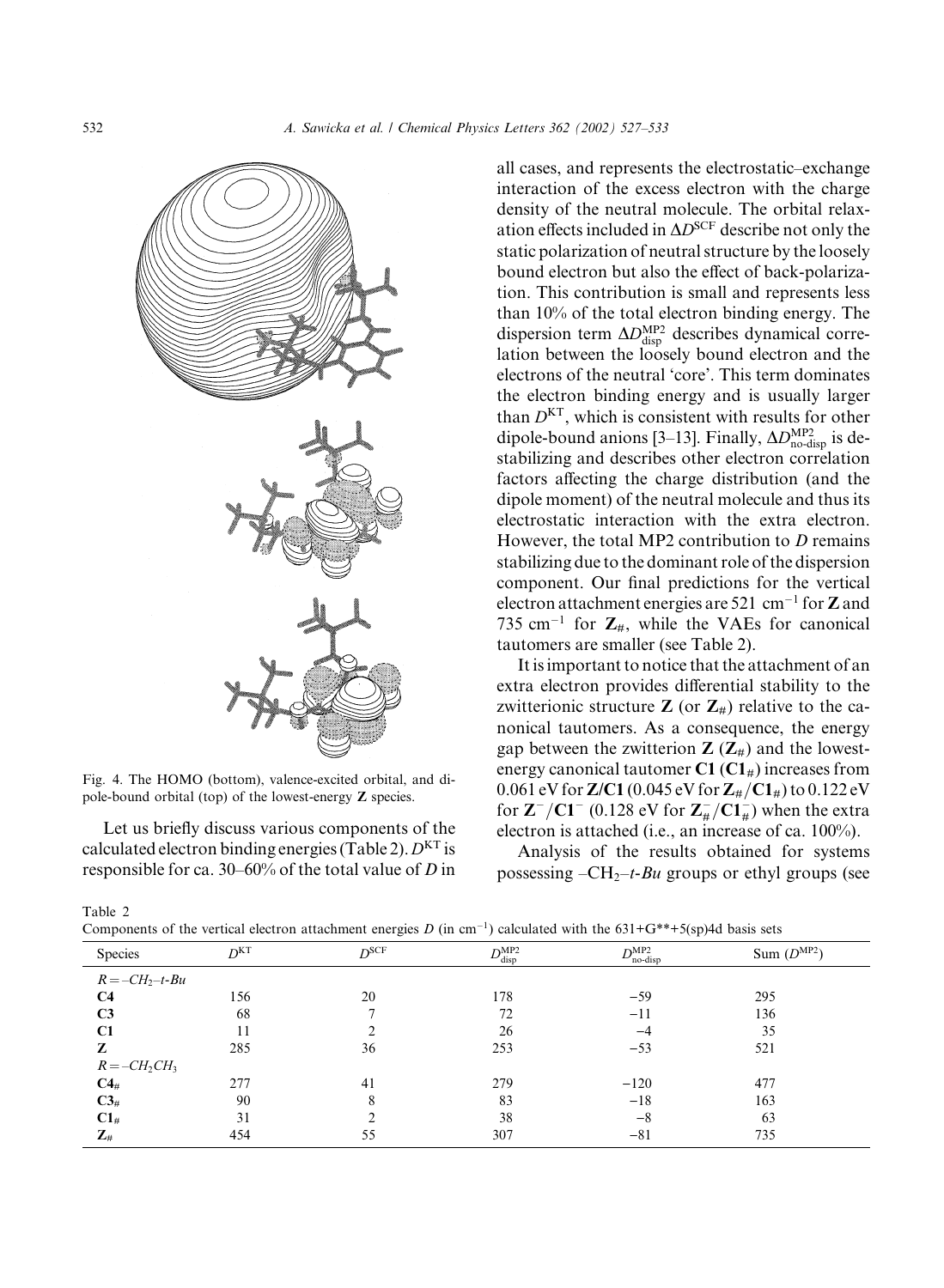Fig. 4. The HOMO (bottom), valence-excited orbital, and dipole-bound orbital (top) of the lowest-energy **Z** species.

Let us briefly discuss various components of the calculated electron binding energies (Table 2). $D^{KT}$ is responsible for ca. 30–60% of the total value of $D$ in all cases, and represents the electrostatic–exchange interaction of the excess electron with the charge density of the neutral molecule. The orbital relaxation effects included in $\Delta D^{SCF}$ describe not only the static polarization of neutral structure by the loosely bound electron but also the effect of back-polarization. This contribution is small and represents less than 10% of the total electron binding energy. The dispersion term $\Delta D^{MP2}_{disp}$ describes dynamical correlation between the loosely bound electron and the electrons of the neutral 'core'. This term dominates the electron binding energy and is usually larger than $D^{KT}$, which is consistent with results for other dipole-bound anions [3–13]. Finally, $\Delta D^{MP2}_{no\text{-}disp}$ is destabilizing and describes other electron correlation factors affecting the charge distribution (and the dipole moment) of the neutral molecule and thus its electrostatic interaction with the extra electron. However, the total MP2 contribution to $D$ remains stabilizing due to the dominant role of the dispersion component. Our final predictions for the vertical electron attachment energies are 521 $cm^{-1}$ for **Z** and 735 $cm^{-1}$ for $\mathbf{Z}_{\#}$, while the VAEs for canonical tautomers are smaller (see Table 2).

It is important to notice that the attachment of an extra electron provides differential stability to the zwitterionic structure **Z** (or $\mathbf{Z}_{\#}$) relative to the canonical tautomers. As a consequence, the energy gap between the zwitterion **Z** ($\mathbf{Z}_{\#}$) and the lowest-energy canonical tautomer **C1** ($\mathbf{C1}_{\#}$) increases from 0.061 eV for **Z**/**C1** (0.045 eV for $\mathbf{Z}_{\#}/\mathbf{C1}_{\#}$) to 0.122 eV for $\mathbf{Z}^{-}/\mathbf{C1}^{-}$ (0.128 eV for $\mathbf{Z}^{-}_{\#}/\mathbf{C1}^{-}_{\#}$) when the extra electron is attached (i.e., an increase of ca. 100%).

Analysis of the results obtained for systems possessing –$CH_2$–*t-Bu* groups or ethyl groups (see

Table 2
Components of the vertical electron attachment energies $D$ (in $cm^{-1}$) calculated with the 631+G**+5(sp)4d basis sets

| Species | $D^{KT}$ | $D^{SCF}$ | $D^{MP2}_{disp}$ | $D^{MP2}_{no\text{-}disp}$ | Sum ($D^{MP2}$) |
|---|---|---|---|---|---|
| *R* = –$CH_2$–*t-Bu* | | | | | |
| **C4** | 156 | 20 | 178 | −59 | 295 |
| **C3** | 68 | 7 | 72 | −11 | 136 |
| **C1** | 11 | 2 | 26 | −4 | 35 |
| **Z** | 285 | 36 | 253 | −53 | 521 |
| *R* = –$CH_2CH_3$ | | | | | |
| $\mathbf{C4}_{\#}$ | 277 | 41 | 279 | −120 | 477 |
| $\mathbf{C3}_{\#}$ | 90 | 8 | 83 | −18 | 163 |
| $\mathbf{C1}_{\#}$ | 31 | 2 | 38 | −8 | 63 |
| $\mathbf{Z}_{\#}$ | 454 | 55 | 307 | −81 | 735 |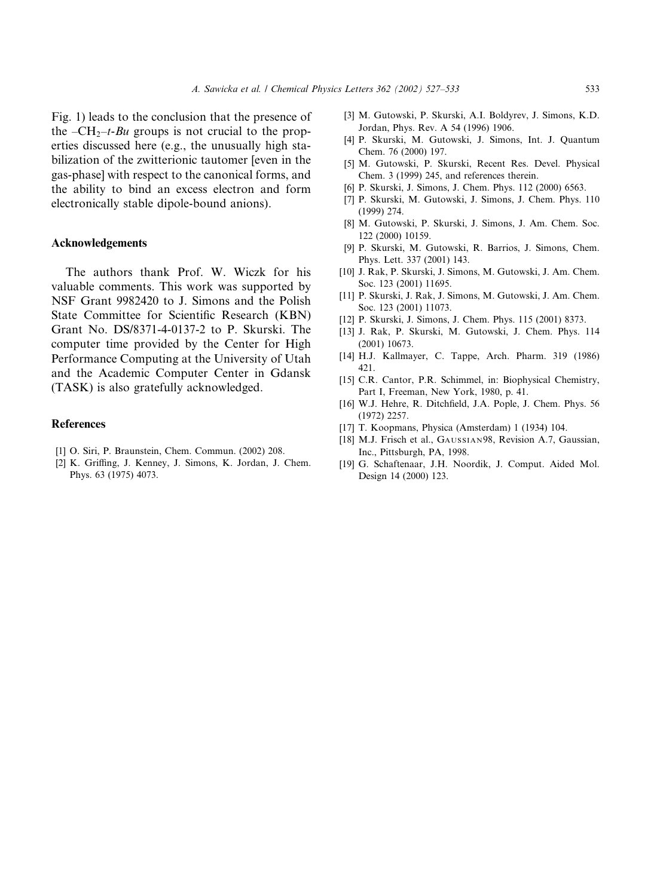Fig. 1) leads to the conclusion that the presence of the $–CH_2–t\text{-}Bu$ groups is not crucial to the properties discussed here (e.g., the unusually high stabilization of the zwitterionic tautomer [even in the gas-phase] with respect to the canonical forms, and the ability to bind an excess electron and form electronically stable dipole-bound anions).

## Acknowledgements

The authors thank Prof. W. Wiczk for his valuable comments. This work was supported by NSF Grant 9982420 to J. Simons and the Polish State Committee for Scientific Research (KBN) Grant No. DS/8371-4-0137-2 to P. Skurski. The computer time provided by the Center for High Performance Computing at the University of Utah and the Academic Computer Center in Gdansk (TASK) is also gratefully acknowledged.

## References

[1] O. Siri, P. Braunstein, Chem. Commun. (2002) 208.

[2] K. Griffing, J. Kenney, J. Simons, K. Jordan, J. Chem. Phys. 63 (1975) 4073.

[3] M. Gutowski, P. Skurski, A.I. Boldyrev, J. Simons, K.D. Jordan, Phys. Rev. A 54 (1996) 1906.

[4] P. Skurski, M. Gutowski, J. Simons, Int. J. Quantum Chem. 76 (2000) 197.

[5] M. Gutowski, P. Skurski, Recent Res. Devel. Physical Chem. 3 (1999) 245, and references therein.

[6] P. Skurski, J. Simons, J. Chem. Phys. 112 (2000) 6563.

[7] P. Skurski, M. Gutowski, J. Simons, J. Chem. Phys. 110 (1999) 274.

[8] M. Gutowski, P. Skurski, J. Simons, J. Am. Chem. Soc. 122 (2000) 10159.

[9] P. Skurski, M. Gutowski, R. Barrios, J. Simons, Chem. Phys. Lett. 337 (2001) 143.

[10] J. Rak, P. Skurski, J. Simons, M. Gutowski, J. Am. Chem. Soc. 123 (2001) 11695.

[11] P. Skurski, J. Rak, J. Simons, M. Gutowski, J. Am. Chem. Soc. 123 (2001) 11073.

[12] P. Skurski, J. Simons, J. Chem. Phys. 115 (2001) 8373.

[13] J. Rak, P. Skurski, M. Gutowski, J. Chem. Phys. 114 (2001) 10673.

[14] H.J. Kallmayer, C. Tappe, Arch. Pharm. 319 (1986) 421.

[15] C.R. Cantor, P.R. Schimmel, in: Biophysical Chemistry, Part I, Freeman, New York, 1980, p. 41.

[16] W.J. Hehre, R. Ditchfield, J.A. Pople, J. Chem. Phys. 56 (1972) 2257.

[17] T. Koopmans, Physica (Amsterdam) 1 (1934) 104.

[18] M.J. Frisch et al., GAUSSIAN98, Revision A.7, Gaussian, Inc., Pittsburgh, PA, 1998.

[19] G. Schaftenaar, J.H. Noordik, J. Comput. Aided Mol. Design 14 (2000) 123.